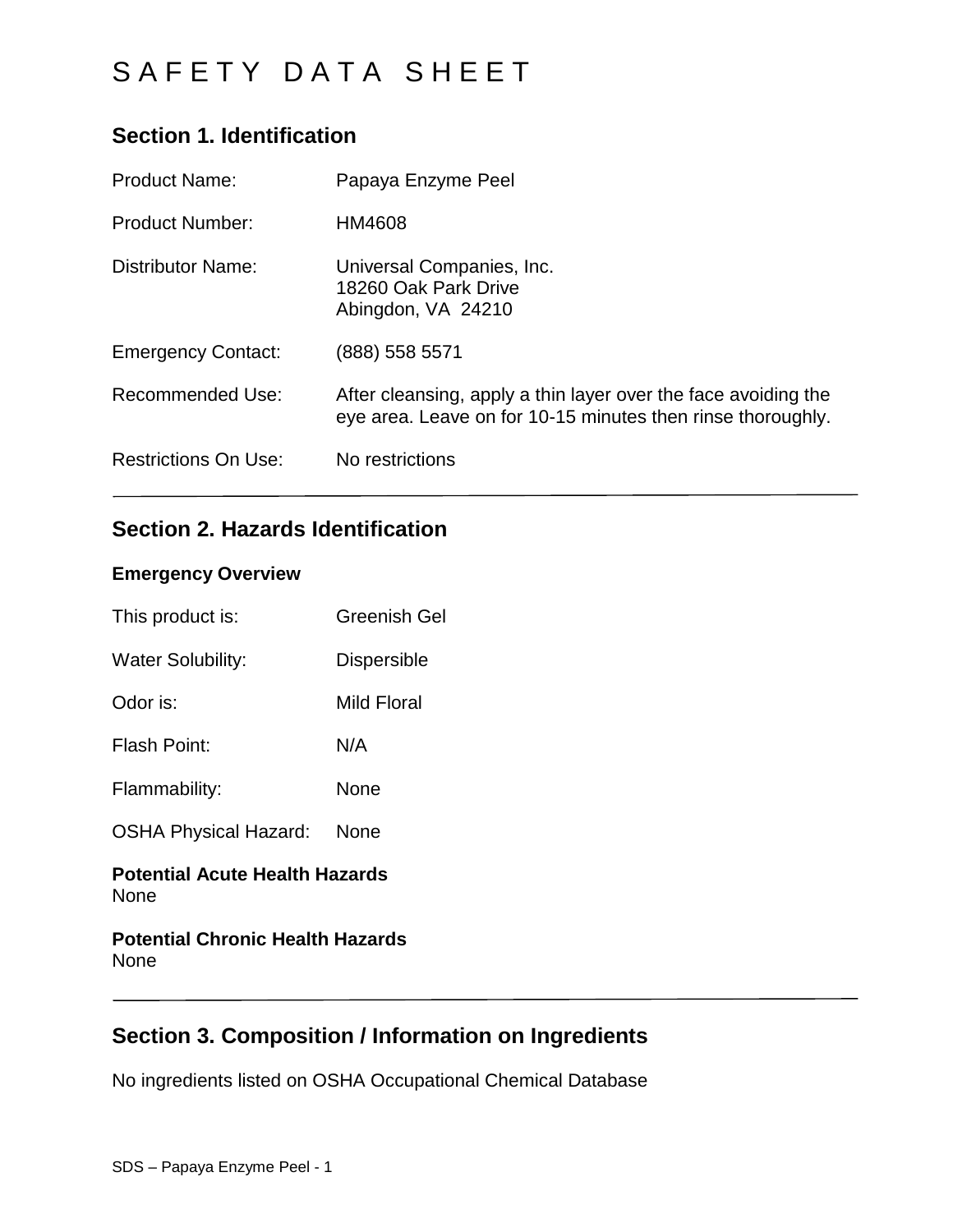# SAFETY DATA SHEET

## Section 1. Identification

| | |
|---|---|
| Product Name: | Papaya Enzyme Peel |
| Product Number: | HM4608 |
| Distributor Name: | Universal Companies, Inc.<br>18260 Oak Park Drive<br>Abingdon, VA 24210 |
| Emergency Contact: | (888) 558 5571 |
| Recommended Use: | After cleansing, apply a thin layer over the face avoiding the eye area. Leave on for 10-15 minutes then rinse thoroughly. |
| Restrictions On Use: | No restrictions |

---

## Section 2. Hazards Identification

**Emergency Overview**

| | |
|---|---|
| This product is: | Greenish Gel |
| Water Solubility: | Dispersible |
| Odor is: | Mild Floral |
| Flash Point: | N/A |
| Flammability: | None |
| OSHA Physical Hazard: | None |

**Potential Acute Health Hazards**
None

**Potential Chronic Health Hazards**
None

---

## Section 3. Composition / Information on Ingredients

No ingredients listed on OSHA Occupational Chemical Database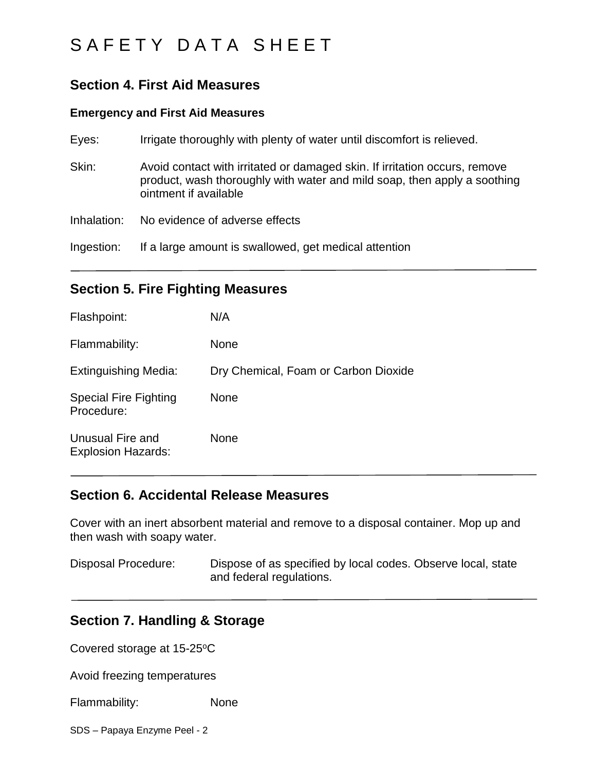# SAFETY DATA SHEET

## Section 4. First Aid Measures

### Emergency and First Aid Measures

| | |
|---|---|
| Eyes: | Irrigate thoroughly with plenty of water until discomfort is relieved. |
| Skin: | Avoid contact with irritated or damaged skin. If irritation occurs, remove product, wash thoroughly with water and mild soap, then apply a soothing ointment if available |
| Inhalation: | No evidence of adverse effects |
| Ingestion: | If a large amount is swallowed, get medical attention |

## Section 5. Fire Fighting Measures

| | |
|---|---|
| Flashpoint: | N/A |
| Flammability: | None |
| Extinguishing Media: | Dry Chemical, Foam or Carbon Dioxide |
| Special Fire Fighting Procedure: | None |
| Unusual Fire and Explosion Hazards: | None |

## Section 6. Accidental Release Measures

Cover with an inert absorbent material and remove to a disposal container. Mop up and then wash with soapy water.

| | |
|---|---|
| Disposal Procedure: | Dispose of as specified by local codes. Observe local, state and federal regulations. |

## Section 7. Handling & Storage

Covered storage at 15-25$^{o}$C

Avoid freezing temperatures

| | |
|---|---|
| Flammability: | None |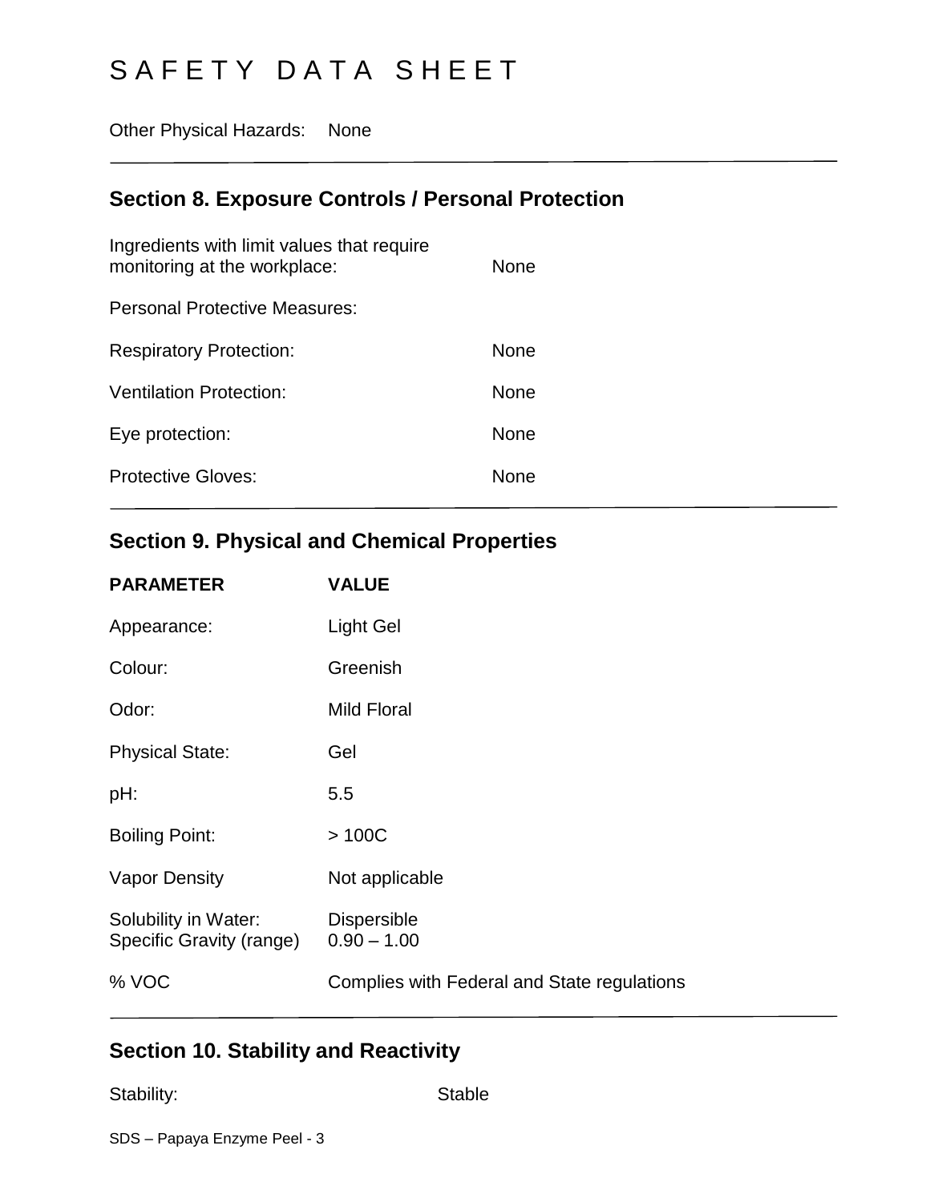Other Physical Hazards: None

## Section 8. Exposure Controls / Personal Protection

| | |
|---|---|
| Ingredients with limit values that require monitoring at the workplace: | None |
| Personal Protective Measures: | |
| Respiratory Protection: | None |
| Ventilation Protection: | None |
| Eye protection: | None |
| Protective Gloves: | None |

## Section 9. Physical and Chemical Properties

| PARAMETER | VALUE |
|---|---|
| Appearance: | Light Gel |
| Colour: | Greenish |
| Odor: | Mild Floral |
| Physical State: | Gel |
| pH: | 5.5 |
| Boiling Point: | > 100C |
| Vapor Density | Not applicable |
| Solubility in Water: | Dispersible |
| Specific Gravity (range) | 0.90 – 1.00 |
| % VOC | Complies with Federal and State regulations |

## Section 10. Stability and Reactivity

Stability: Stable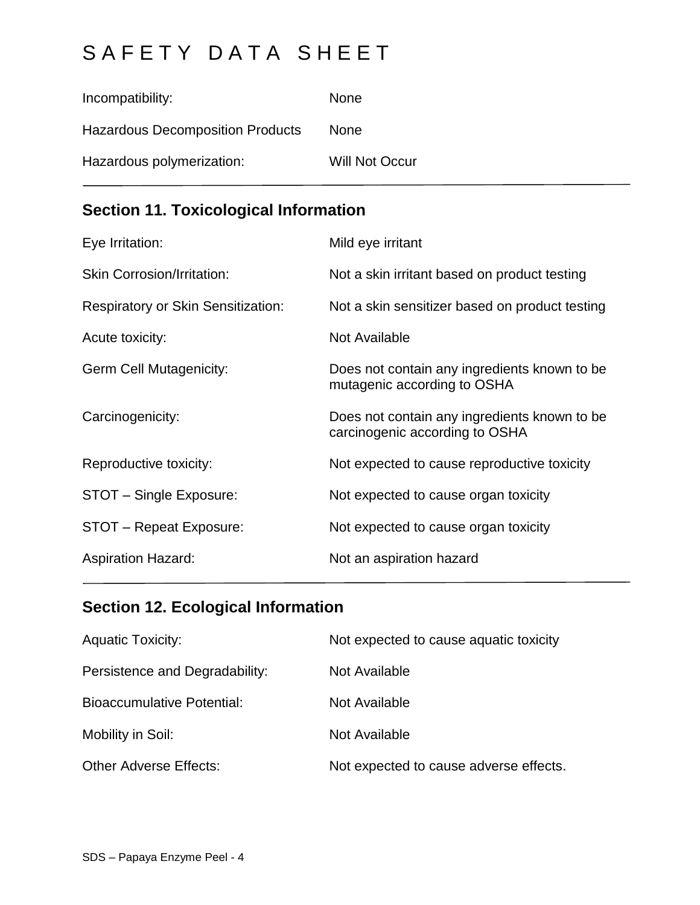| | |
|---|---|
| Incompatibility: | None |
| Hazardous Decomposition Products | None |
| Hazardous polymerization: | Will Not Occur |

## Section 11. Toxicological Information

| | |
|---|---|
| Eye Irritation: | Mild eye irritant |
| Skin Corrosion/Irritation: | Not a skin irritant based on product testing |
| Respiratory or Skin Sensitization: | Not a skin sensitizer based on product testing |
| Acute toxicity: | Not Available |
| Germ Cell Mutagenicity: | Does not contain any ingredients known to be mutagenic according to OSHA |
| Carcinogenicity: | Does not contain any ingredients known to be carcinogenic according to OSHA |
| Reproductive toxicity: | Not expected to cause reproductive toxicity |
| STOT – Single Exposure: | Not expected to cause organ toxicity |
| STOT – Repeat Exposure: | Not expected to cause organ toxicity |
| Aspiration Hazard: | Not an aspiration hazard |

## Section 12. Ecological Information

| | |
|---|---|
| Aquatic Toxicity: | Not expected to cause aquatic toxicity |
| Persistence and Degradability: | Not Available |
| Bioaccumulative Potential: | Not Available |
| Mobility in Soil: | Not Available |
| Other Adverse Effects: | Not expected to cause adverse effects. |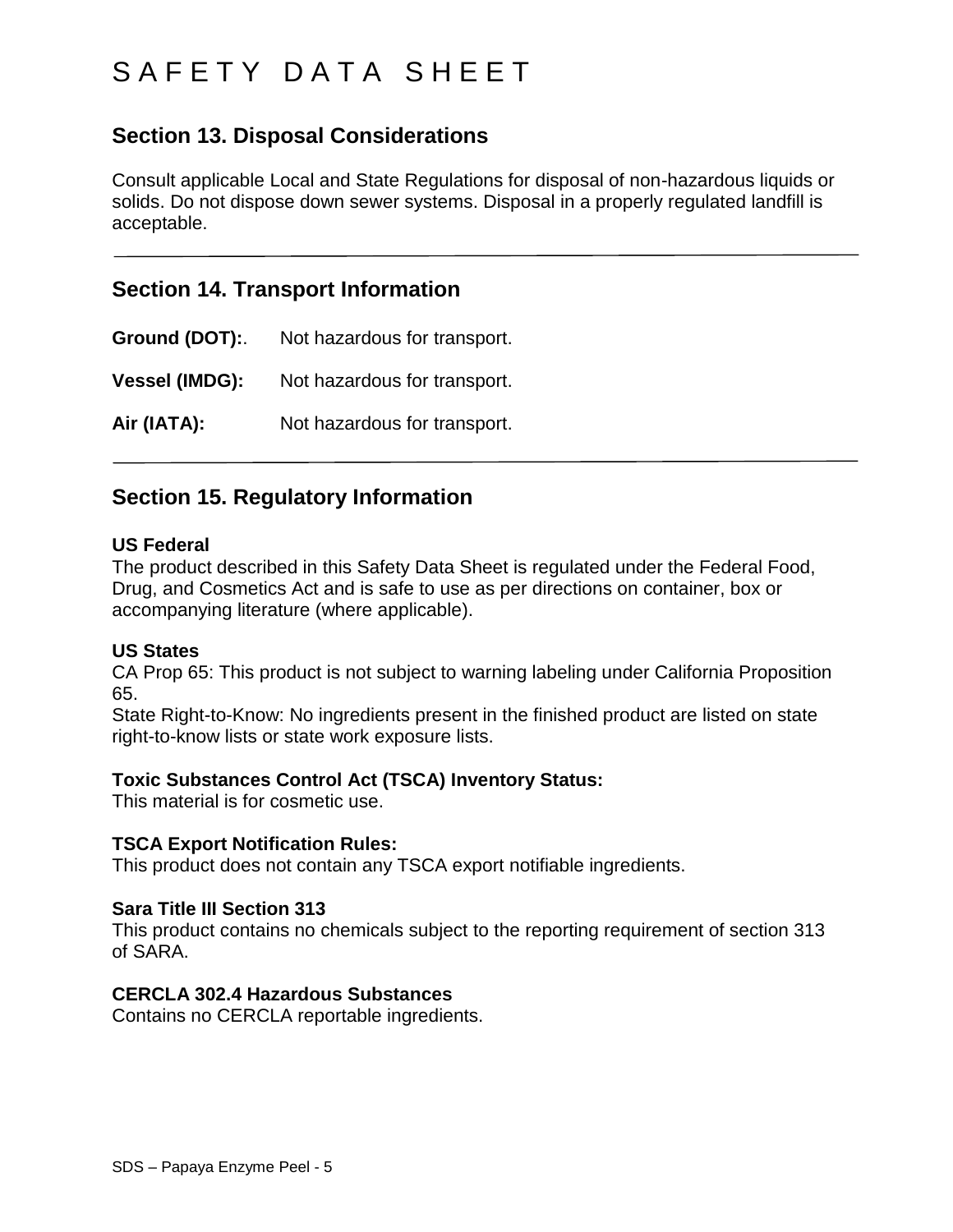# SAFETY DATA SHEET

## Section 13. Disposal Considerations

Consult applicable Local and State Regulations for disposal of non-hazardous liquids or solids. Do not dispose down sewer systems. Disposal in a properly regulated landfill is acceptable.

---

## Section 14. Transport Information

**Ground (DOT):**. Not hazardous for transport.

**Vessel (IMDG):** Not hazardous for transport.

**Air (IATA):** Not hazardous for transport.

---

## Section 15. Regulatory Information

**US Federal**
The product described in this Safety Data Sheet is regulated under the Federal Food, Drug, and Cosmetics Act and is safe to use as per directions on container, box or accompanying literature (where applicable).

**US States**
CA Prop 65: This product is not subject to warning labeling under California Proposition 65.
State Right-to-Know: No ingredients present in the finished product are listed on state right-to-know lists or state work exposure lists.

**Toxic Substances Control Act (TSCA) Inventory Status:**
This material is for cosmetic use.

**TSCA Export Notification Rules:**
This product does not contain any TSCA export notifiable ingredients.

**Sara Title III Section 313**
This product contains no chemicals subject to the reporting requirement of section 313 of SARA.

**CERCLA 302.4 Hazardous Substances**
Contains no CERCLA reportable ingredients.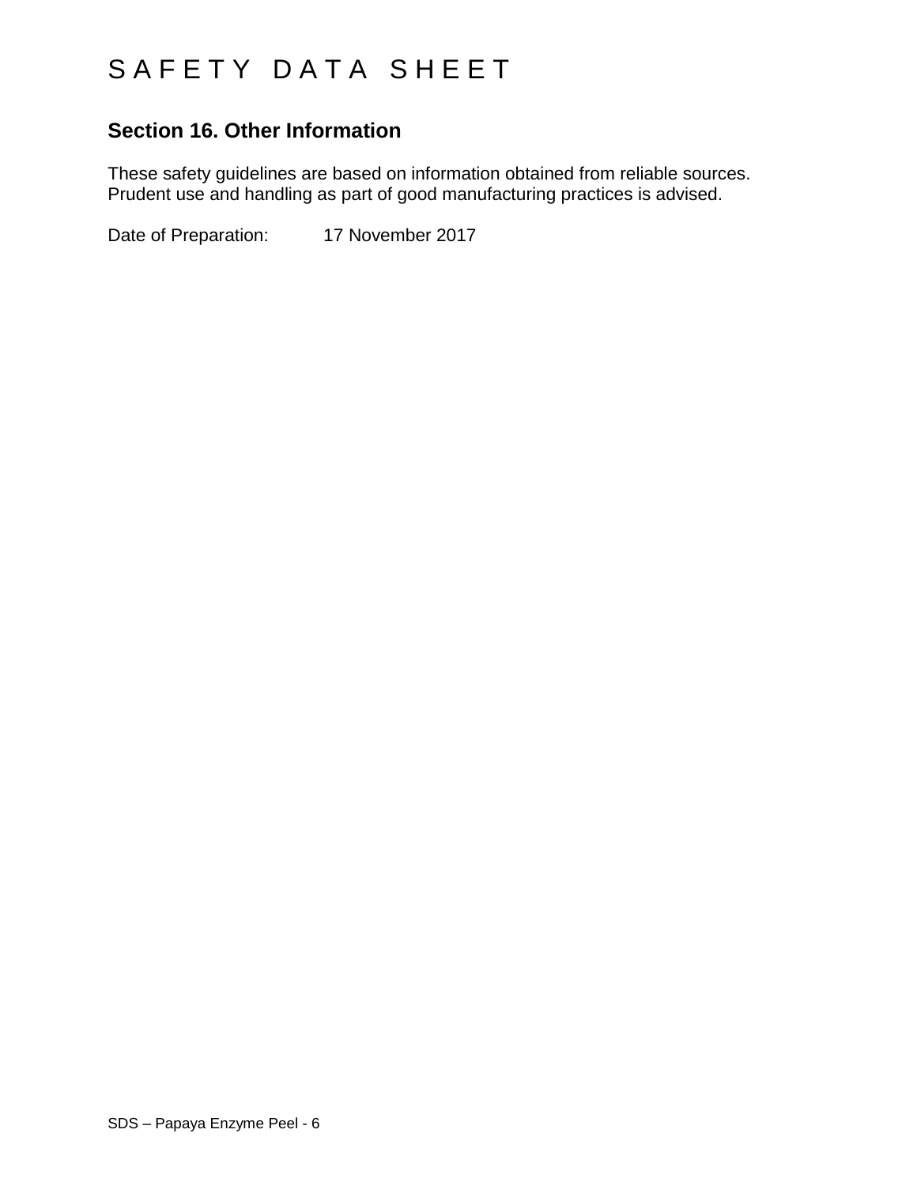# SAFETY DATA SHEET

## Section 16. Other Information

These safety guidelines are based on information obtained from reliable sources. Prudent use and handling as part of good manufacturing practices is advised.

Date of Preparation: 17 November 2017